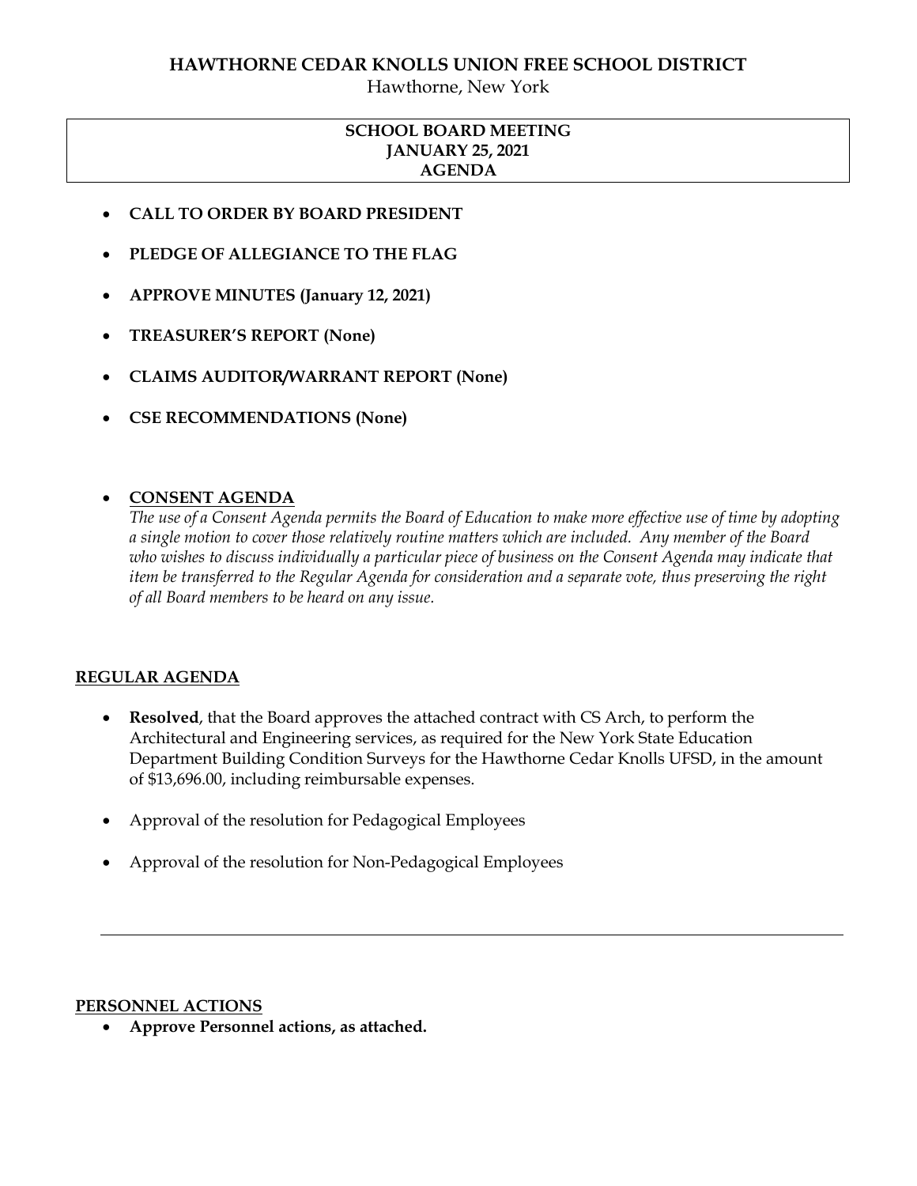# HAWTHORNE CEDAR KNOLLS UNION FREE SCHOOL DISTRICT

Hawthorne, New York

**SCHOOL BOARD MEETING**
**JANUARY 25, 2021**
**AGENDA**

- **CALL TO ORDER BY BOARD PRESIDENT**
- **PLEDGE OF ALLEGIANCE TO THE FLAG**
- **APPROVE MINUTES (January 12, 2021)**
- **TREASURER'S REPORT (None)**
- **CLAIMS AUDITOR/WARRANT REPORT (None)**
- **CSE RECOMMENDATIONS (None)**

- **CONSENT AGENDA**

  *The use of a Consent Agenda permits the Board of Education to make more effective use of time by adopting a single motion to cover those relatively routine matters which are included. Any member of the Board who wishes to discuss individually a particular piece of business on the Consent Agenda may indicate that item be transferred to the Regular Agenda for consideration and a separate vote, thus preserving the right of all Board members to be heard on any issue.*

## REGULAR AGENDA

- **Resolved**, that the Board approves the attached contract with CS Arch, to perform the Architectural and Engineering services, as required for the New York State Education Department Building Condition Surveys for the Hawthorne Cedar Knolls UFSD, in the amount of $13,696.00, including reimbursable expenses.
- Approval of the resolution for Pedagogical Employees
- Approval of the resolution for Non-Pedagogical Employees

---

## PERSONNEL ACTIONS

- **Approve Personnel actions, as attached.**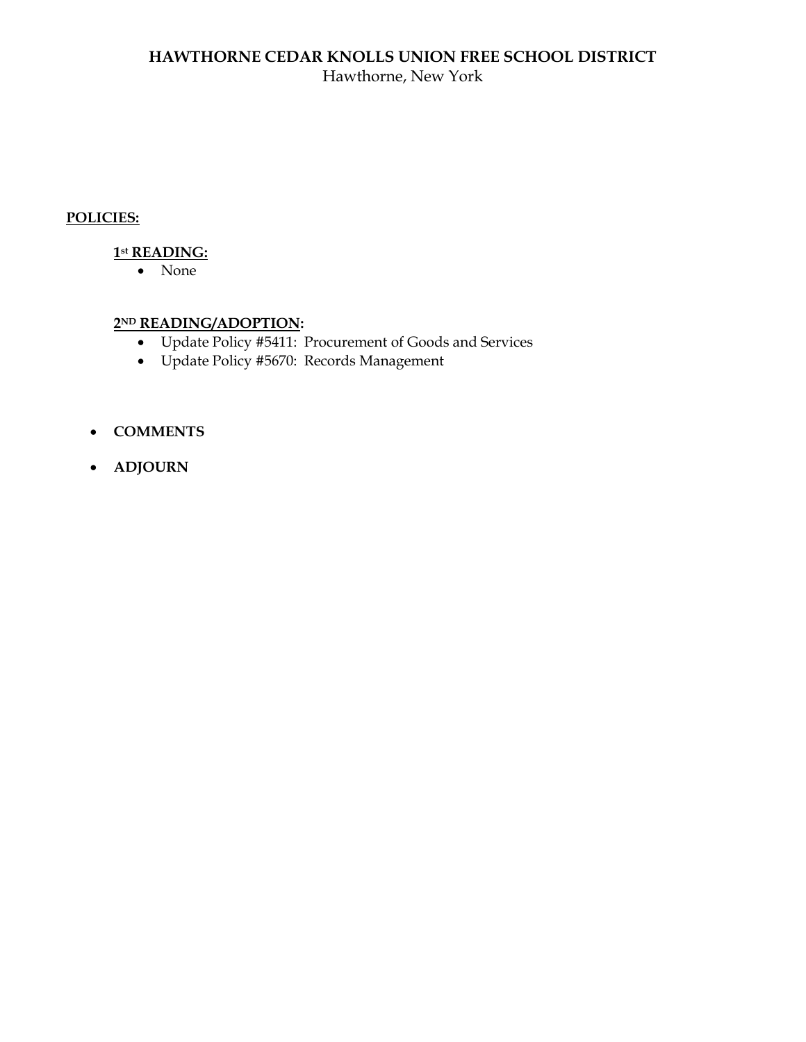**HAWTHORNE CEDAR KNOLLS UNION FREE SCHOOL DISTRICT**
Hawthorne, New York

**POLICIES:**

**1st READING:**

- None

**2ND READING/ADOPTION:**

- Update Policy #5411: Procurement of Goods and Services
- Update Policy #5670: Records Management

- **COMMENTS**
- **ADJOURN**